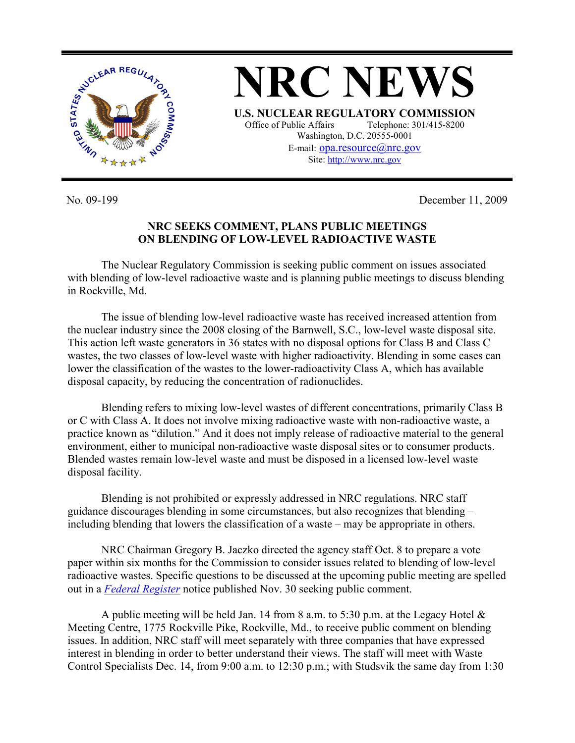# NRC NEWS

**U.S. NUCLEAR REGULATORY COMMISSION**
Office of Public Affairs Telephone: 301/415-8200
Washington, D.C. 20555-0001
E-mail: opa.resource@nrc.gov
Site: http://www.nrc.gov

No. 09-199 December 11, 2009

## NRC SEEKS COMMENT, PLANS PUBLIC MEETINGS ON BLENDING OF LOW-LEVEL RADIOACTIVE WASTE

The Nuclear Regulatory Commission is seeking public comment on issues associated with blending of low-level radioactive waste and is planning public meetings to discuss blending in Rockville, Md.

The issue of blending low-level radioactive waste has received increased attention from the nuclear industry since the 2008 closing of the Barnwell, S.C., low-level waste disposal site. This action left waste generators in 36 states with no disposal options for Class B and Class C wastes, the two classes of low-level waste with higher radioactivity. Blending in some cases can lower the classification of the wastes to the lower-radioactivity Class A, which has available disposal capacity, by reducing the concentration of radionuclides.

Blending refers to mixing low-level wastes of different concentrations, primarily Class B or C with Class A. It does not involve mixing radioactive waste with non-radioactive waste, a practice known as "dilution." And it does not imply release of radioactive material to the general environment, either to municipal non-radioactive waste disposal sites or to consumer products. Blended wastes remain low-level waste and must be disposed in a licensed low-level waste disposal facility.

Blending is not prohibited or expressly addressed in NRC regulations. NRC staff guidance discourages blending in some circumstances, but also recognizes that blending – including blending that lowers the classification of a waste – may be appropriate in others.

NRC Chairman Gregory B. Jaczko directed the agency staff Oct. 8 to prepare a vote paper within six months for the Commission to consider issues related to blending of low-level radioactive wastes. Specific questions to be discussed at the upcoming public meeting are spelled out in a *Federal Register* notice published Nov. 30 seeking public comment.

A public meeting will be held Jan. 14 from 8 a.m. to 5:30 p.m. at the Legacy Hotel & Meeting Centre, 1775 Rockville Pike, Rockville, Md., to receive public comment on blending issues. In addition, NRC staff will meet separately with three companies that have expressed interest in blending in order to better understand their views. The staff will meet with Waste Control Specialists Dec. 14, from 9:00 a.m. to 12:30 p.m.; with Studsvik the same day from 1:30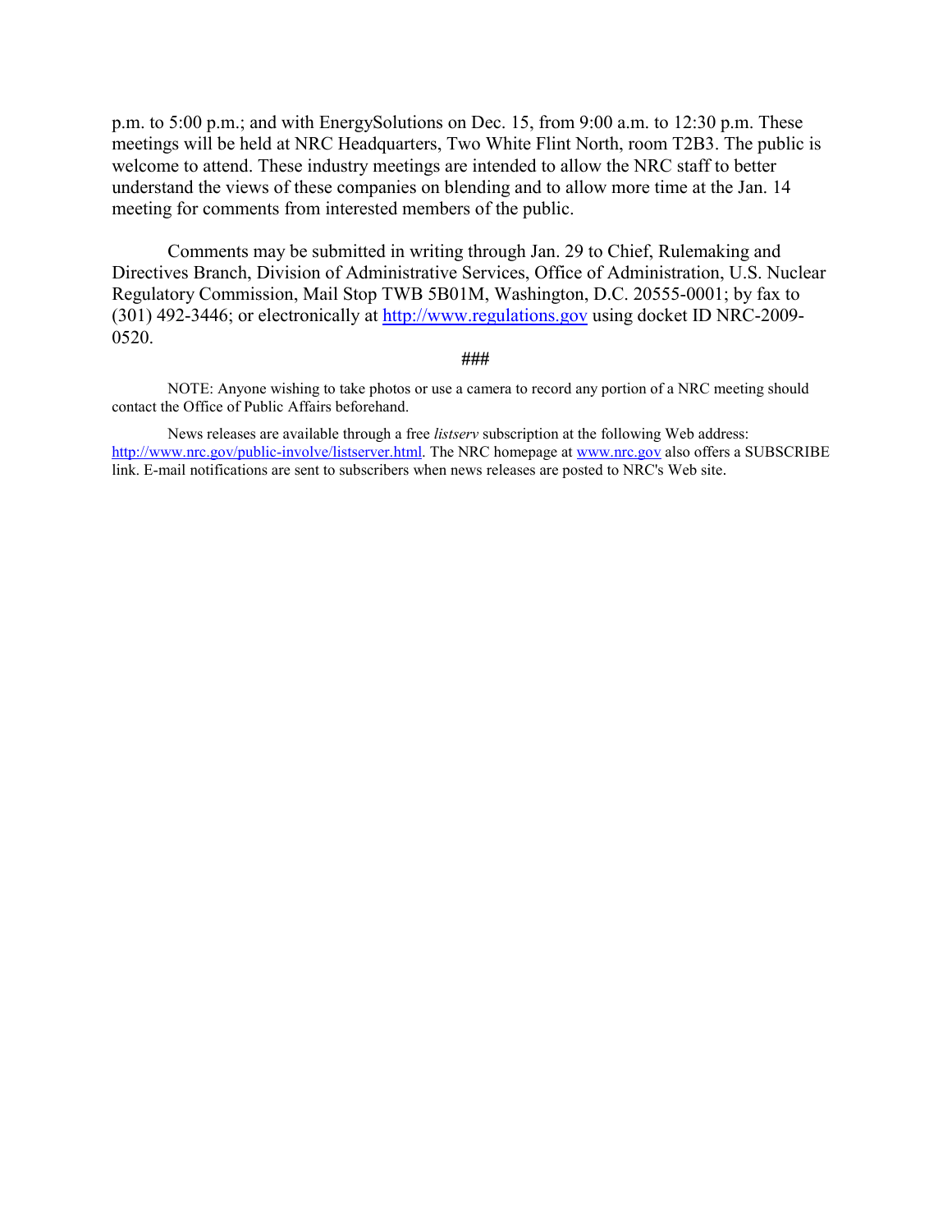p.m. to 5:00 p.m.; and with EnergySolutions on Dec. 15, from 9:00 a.m. to 12:30 p.m. These meetings will be held at NRC Headquarters, Two White Flint North, room T2B3. The public is welcome to attend. These industry meetings are intended to allow the NRC staff to better understand the views of these companies on blending and to allow more time at the Jan. 14 meeting for comments from interested members of the public.

Comments may be submitted in writing through Jan. 29 to Chief, Rulemaking and Directives Branch, Division of Administrative Services, Office of Administration, U.S. Nuclear Regulatory Commission, Mail Stop TWB 5B01M, Washington, D.C. 20555-0001; by fax to (301) 492-3446; or electronically at http://www.regulations.gov using docket ID NRC-2009-0520.

###

NOTE: Anyone wishing to take photos or use a camera to record any portion of a NRC meeting should contact the Office of Public Affairs beforehand.

News releases are available through a free *listserv* subscription at the following Web address: http://www.nrc.gov/public-involve/listserver.html. The NRC homepage at www.nrc.gov also offers a SUBSCRIBE link. E-mail notifications are sent to subscribers when news releases are posted to NRC's Web site.